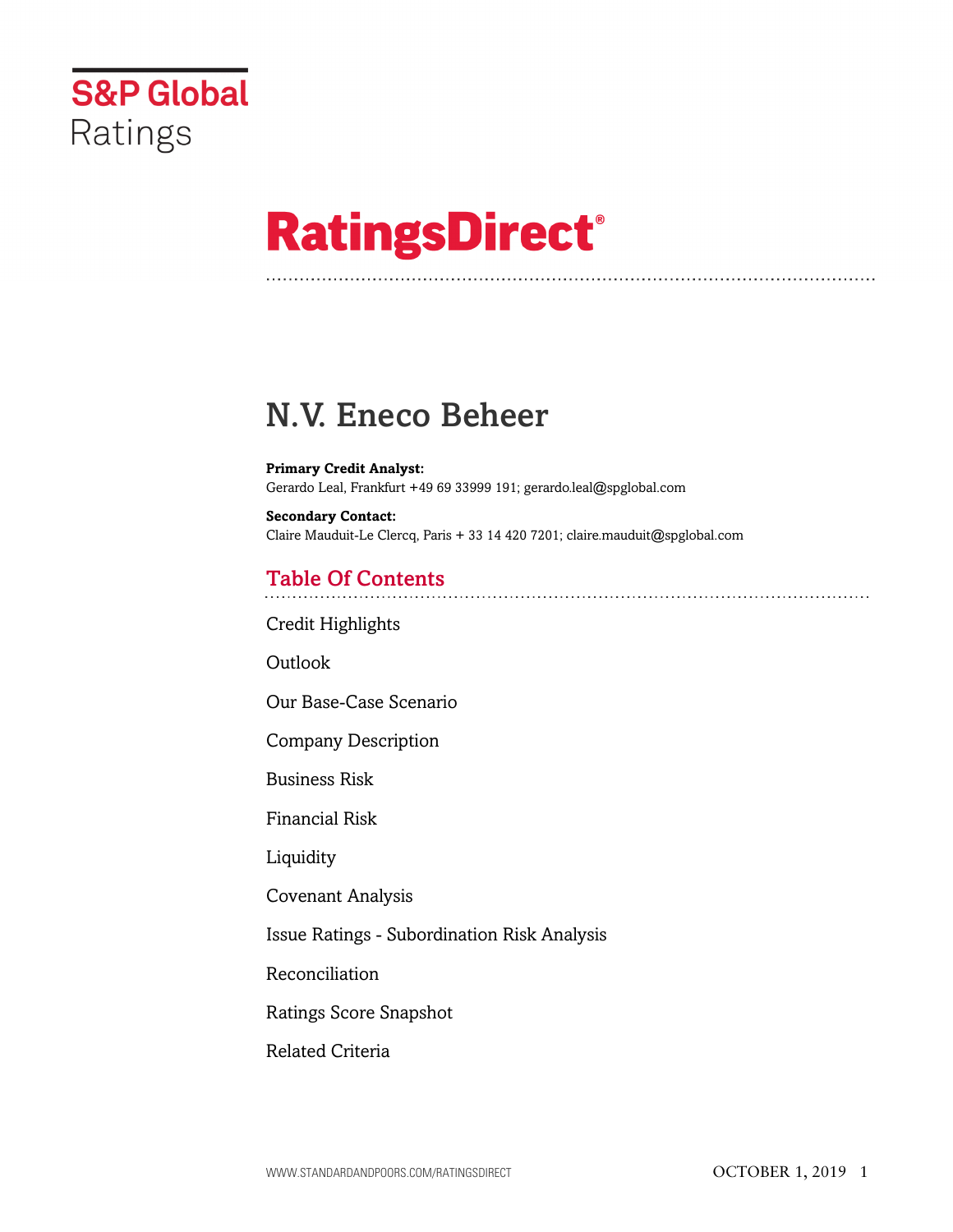S&P Global Ratings

# RatingsDirect®

## N.V. Eneco Beheer

**Primary Credit Analyst:**
Gerardo Leal, Frankfurt +49 69 33999 191; gerardo.leal@spglobal.com

**Secondary Contact:**
Claire Mauduit-Le Clercq, Paris + 33 14 420 7201; claire.mauduit@spglobal.com

### Table Of Contents

Credit Highlights

Outlook

Our Base-Case Scenario

Company Description

Business Risk

Financial Risk

Liquidity

Covenant Analysis

Issue Ratings - Subordination Risk Analysis

Reconciliation

Ratings Score Snapshot

Related Criteria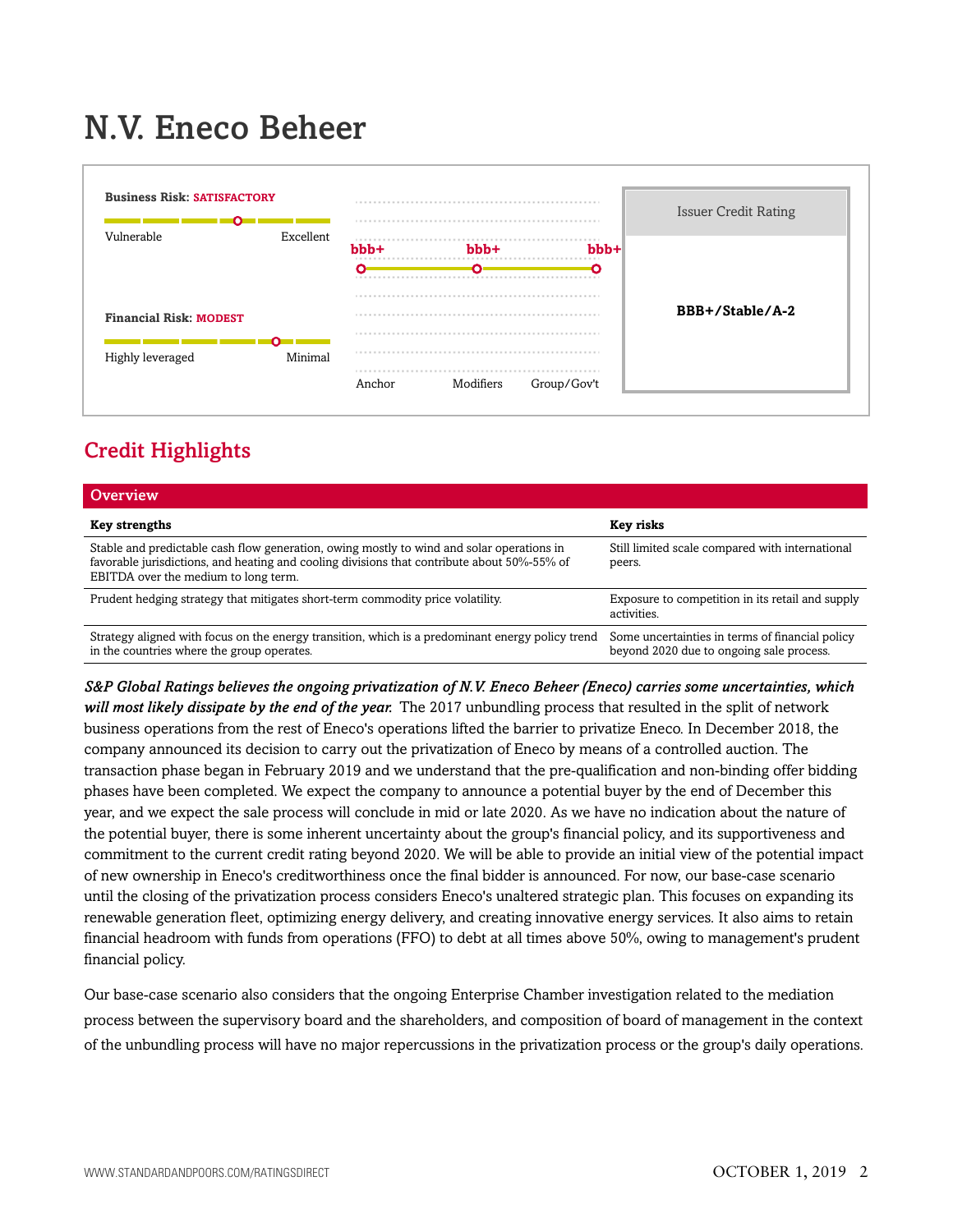# N.V. Eneco Beheer

**Business Risk:** SATISFACTORY

Vulnerable Excellent

**Financial Risk:** MODEST

Highly leveraged Minimal

bbb+ bbb+ bbb+

Anchor Modifiers Group/Gov't

Issuer Credit Rating

**BBB+/Stable/A-2**

## Credit Highlights

| Overview | |
|---|---|
| **Key strengths** | **Key risks** |
| Stable and predictable cash flow generation, owing mostly to wind and solar operations in favorable jurisdictions, and heating and cooling divisions that contribute about 50%-55% of EBITDA over the medium to long term. | Still limited scale compared with international peers. |
| Prudent hedging strategy that mitigates short-term commodity price volatility. | Exposure to competition in its retail and supply activities. |
| Strategy aligned with focus on the energy transition, which is a predominant energy policy trend in the countries where the group operates. | Some uncertainties in terms of financial policy beyond 2020 due to ongoing sale process. |

***S&P Global Ratings believes the ongoing privatization of N.V. Eneco Beheer (Eneco) carries some uncertainties, which will most likely dissipate by the end of the year.*** The 2017 unbundling process that resulted in the split of network business operations from the rest of Eneco's operations lifted the barrier to privatize Eneco. In December 2018, the company announced its decision to carry out the privatization of Eneco by means of a controlled auction. The transaction phase began in February 2019 and we understand that the pre-qualification and non-binding offer bidding phases have been completed. We expect the company to announce a potential buyer by the end of December this year, and we expect the sale process will conclude in mid or late 2020. As we have no indication about the nature of the potential buyer, there is some inherent uncertainty about the group's financial policy, and its supportiveness and commitment to the current credit rating beyond 2020. We will be able to provide an initial view of the potential impact of new ownership in Eneco's creditworthiness once the final bidder is announced. For now, our base-case scenario until the closing of the privatization process considers Eneco's unaltered strategic plan. This focuses on expanding its renewable generation fleet, optimizing energy delivery, and creating innovative energy services. It also aims to retain financial headroom with funds from operations (FFO) to debt at all times above 50%, owing to management's prudent financial policy.

Our base-case scenario also considers that the ongoing Enterprise Chamber investigation related to the mediation process between the supervisory board and the shareholders, and composition of board of management in the context of the unbundling process will have no major repercussions in the privatization process or the group's daily operations.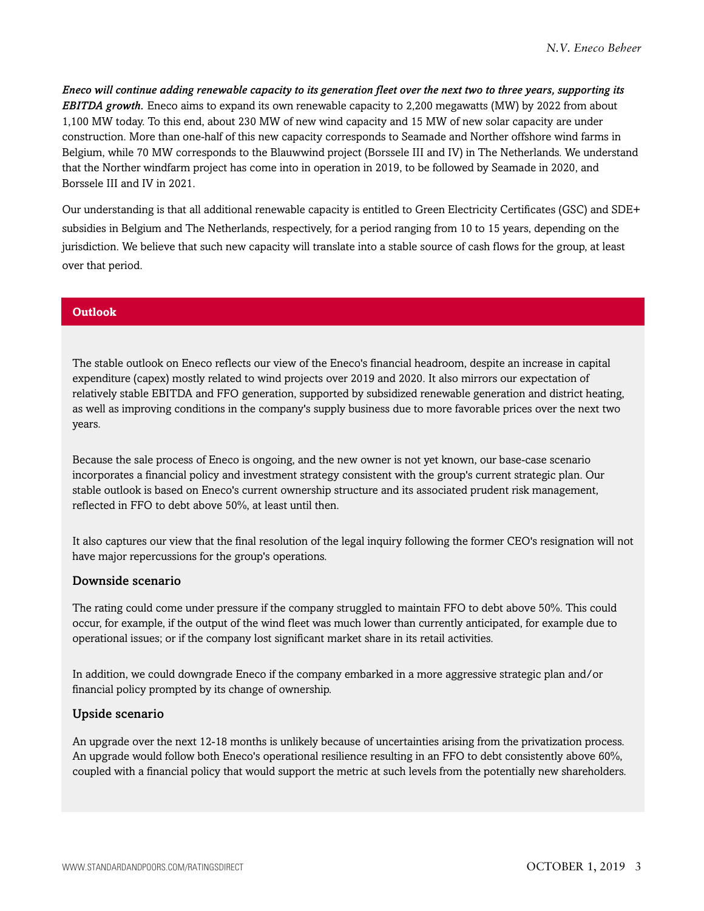***Eneco will continue adding renewable capacity to its generation fleet over the next two to three years, supporting its EBITDA growth.*** Eneco aims to expand its own renewable capacity to 2,200 megawatts (MW) by 2022 from about 1,100 MW today. To this end, about 230 MW of new wind capacity and 15 MW of new solar capacity are under construction. More than one-half of this new capacity corresponds to Seamade and Norther offshore wind farms in Belgium, while 70 MW corresponds to the Blauwwind project (Borssele III and IV) in The Netherlands. We understand that the Norther windfarm project has come into in operation in 2019, to be followed by Seamade in 2020, and Borssele III and IV in 2021.

Our understanding is that all additional renewable capacity is entitled to Green Electricity Certificates (GSC) and SDE+ subsidies in Belgium and The Netherlands, respectively, for a period ranging from 10 to 15 years, depending on the jurisdiction. We believe that such new capacity will translate into a stable source of cash flows for the group, at least over that period.

## Outlook

The stable outlook on Eneco reflects our view of the Eneco's financial headroom, despite an increase in capital expenditure (capex) mostly related to wind projects over 2019 and 2020. It also mirrors our expectation of relatively stable EBITDA and FFO generation, supported by subsidized renewable generation and district heating, as well as improving conditions in the company's supply business due to more favorable prices over the next two years.

Because the sale process of Eneco is ongoing, and the new owner is not yet known, our base-case scenario incorporates a financial policy and investment strategy consistent with the group's current strategic plan. Our stable outlook is based on Eneco's current ownership structure and its associated prudent risk management, reflected in FFO to debt above 50%, at least until then.

It also captures our view that the final resolution of the legal inquiry following the former CEO's resignation will not have major repercussions for the group's operations.

### Downside scenario

The rating could come under pressure if the company struggled to maintain FFO to debt above 50%. This could occur, for example, if the output of the wind fleet was much lower than currently anticipated, for example due to operational issues; or if the company lost significant market share in its retail activities.

In addition, we could downgrade Eneco if the company embarked in a more aggressive strategic plan and/or financial policy prompted by its change of ownership.

### Upside scenario

An upgrade over the next 12-18 months is unlikely because of uncertainties arising from the privatization process. An upgrade would follow both Eneco's operational resilience resulting in an FFO to debt consistently above 60%, coupled with a financial policy that would support the metric at such levels from the potentially new shareholders.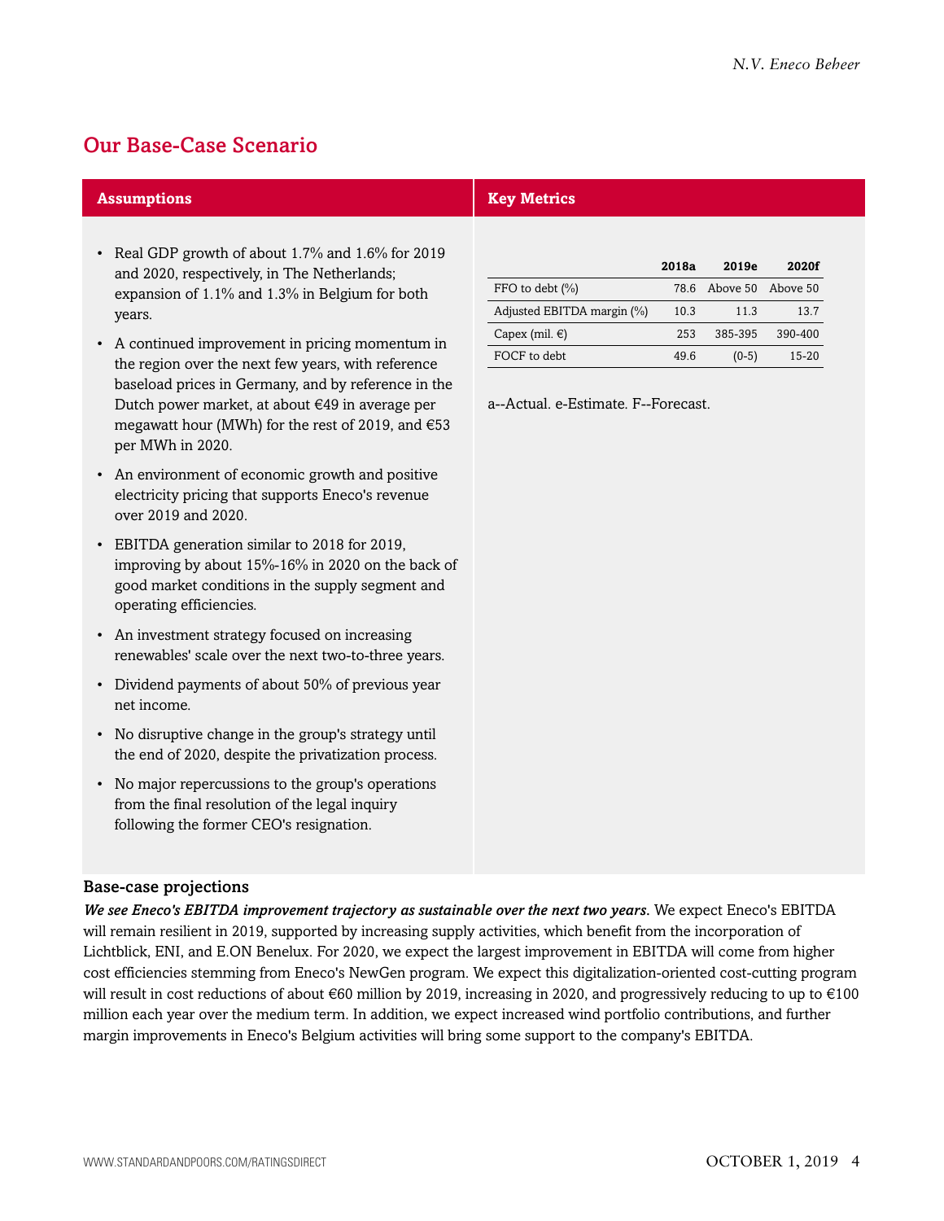## Our Base-Case Scenario

### Assumptions

- Real GDP growth of about 1.7% and 1.6% for 2019 and 2020, respectively, in The Netherlands; expansion of 1.1% and 1.3% in Belgium for both years.
- A continued improvement in pricing momentum in the region over the next few years, with reference baseload prices in Germany, and by reference in the Dutch power market, at about €49 in average per megawatt hour (MWh) for the rest of 2019, and €53 per MWh in 2020.
- An environment of economic growth and positive electricity pricing that supports Eneco's revenue over 2019 and 2020.
- EBITDA generation similar to 2018 for 2019, improving by about 15%-16% in 2020 on the back of good market conditions in the supply segment and operating efficiencies.
- An investment strategy focused on increasing renewables' scale over the next two-to-three years.
- Dividend payments of about 50% of previous year net income.
- No disruptive change in the group's strategy until the end of 2020, despite the privatization process.
- No major repercussions to the group's operations from the final resolution of the legal inquiry following the former CEO's resignation.

### Key Metrics

| | 2018a | 2019e | 2020f |
|---|---|---|---|
| FFO to debt (%) | 78.6 | Above 50 | Above 50 |
| Adjusted EBITDA margin (%) | 10.3 | 11.3 | 13.7 |
| Capex (mil. €) | 253 | 385-395 | 390-400 |
| FOCF to debt | 49.6 | (0-5) | 15-20 |

a--Actual. e-Estimate. F--Forecast.

### Base-case projections

***We see Eneco's EBITDA improvement trajectory as sustainable over the next two years.*** We expect Eneco's EBITDA will remain resilient in 2019, supported by increasing supply activities, which benefit from the incorporation of Lichtblick, ENI, and E.ON Benelux. For 2020, we expect the largest improvement in EBITDA will come from higher cost efficiencies stemming from Eneco's NewGen program. We expect this digitalization-oriented cost-cutting program will result in cost reductions of about €60 million by 2019, increasing in 2020, and progressively reducing to up to €100 million each year over the medium term. In addition, we expect increased wind portfolio contributions, and further margin improvements in Eneco's Belgium activities will bring some support to the company's EBITDA.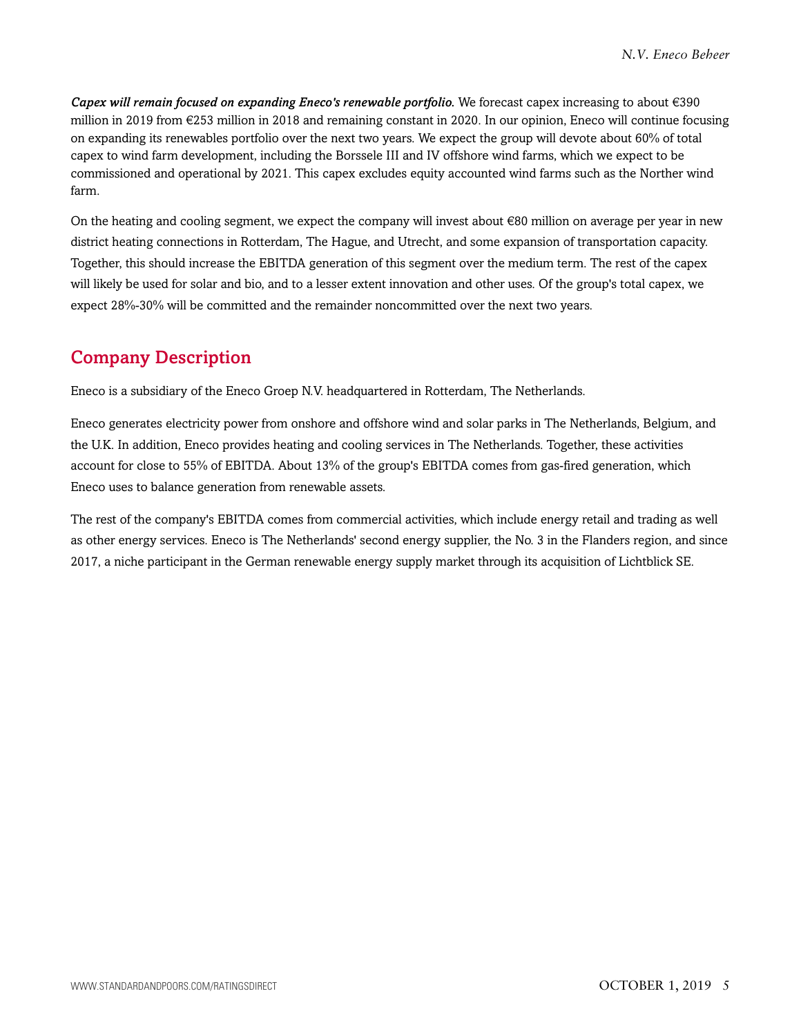***Capex will remain focused on expanding Eneco's renewable portfolio.*** We forecast capex increasing to about €390 million in 2019 from €253 million in 2018 and remaining constant in 2020. In our opinion, Eneco will continue focusing on expanding its renewables portfolio over the next two years. We expect the group will devote about 60% of total capex to wind farm development, including the Borssele III and IV offshore wind farms, which we expect to be commissioned and operational by 2021. This capex excludes equity accounted wind farms such as the Norther wind farm.

On the heating and cooling segment, we expect the company will invest about €80 million on average per year in new district heating connections in Rotterdam, The Hague, and Utrecht, and some expansion of transportation capacity. Together, this should increase the EBITDA generation of this segment over the medium term. The rest of the capex will likely be used for solar and bio, and to a lesser extent innovation and other uses. Of the group's total capex, we expect 28%-30% will be committed and the remainder noncommitted over the next two years.

## Company Description

Eneco is a subsidiary of the Eneco Groep N.V. headquartered in Rotterdam, The Netherlands.

Eneco generates electricity power from onshore and offshore wind and solar parks in The Netherlands, Belgium, and the U.K. In addition, Eneco provides heating and cooling services in The Netherlands. Together, these activities account for close to 55% of EBITDA. About 13% of the group's EBITDA comes from gas-fired generation, which Eneco uses to balance generation from renewable assets.

The rest of the company's EBITDA comes from commercial activities, which include energy retail and trading as well as other energy services. Eneco is The Netherlands' second energy supplier, the No. 3 in the Flanders region, and since 2017, a niche participant in the German renewable energy supply market through its acquisition of Lichtblick SE.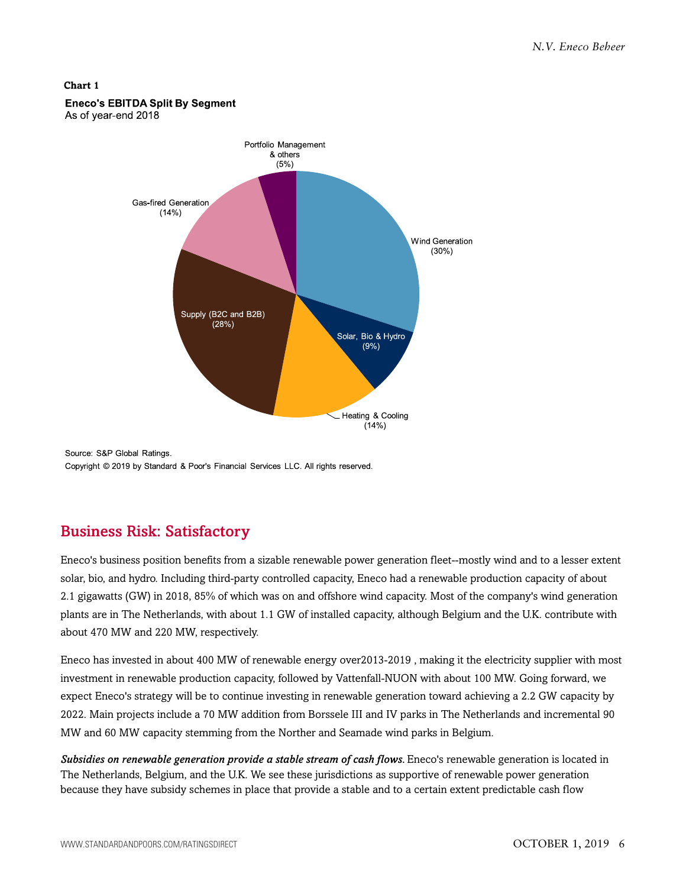**Chart 1**

**Eneco's EBITDA Split By Segment**
As of year-end 2018

Portfolio Management & others (5%)
Gas-fired Generation (14%)
Wind Generation (30%)
Supply (B2C and B2B) (28%)
Solar, Bio & Hydro (9%)
Heating & Cooling (14%)

Source: S&P Global Ratings.
Copyright © 2019 by Standard & Poor's Financial Services LLC. All rights reserved.

## Business Risk: Satisfactory

Eneco's business position benefits from a sizable renewable power generation fleet--mostly wind and to a lesser extent solar, bio, and hydro. Including third-party controlled capacity, Eneco had a renewable production capacity of about 2.1 gigawatts (GW) in 2018, 85% of which was on and offshore wind capacity. Most of the company's wind generation plants are in The Netherlands, with about 1.1 GW of installed capacity, although Belgium and the U.K. contribute with about 470 MW and 220 MW, respectively.

Eneco has invested in about 400 MW of renewable energy over2013-2019 , making it the electricity supplier with most investment in renewable production capacity, followed by Vattenfall-NUON with about 100 MW. Going forward, we expect Eneco's strategy will be to continue investing in renewable generation toward achieving a 2.2 GW capacity by 2022. Main projects include a 70 MW addition from Borssele III and IV parks in The Netherlands and incremental 90 MW and 60 MW capacity stemming from the Norther and Seamade wind parks in Belgium.

***Subsidies on renewable generation provide a stable stream of cash flows.*** Eneco's renewable generation is located in The Netherlands, Belgium, and the U.K. We see these jurisdictions as supportive of renewable power generation because they have subsidy schemes in place that provide a stable and to a certain extent predictable cash flow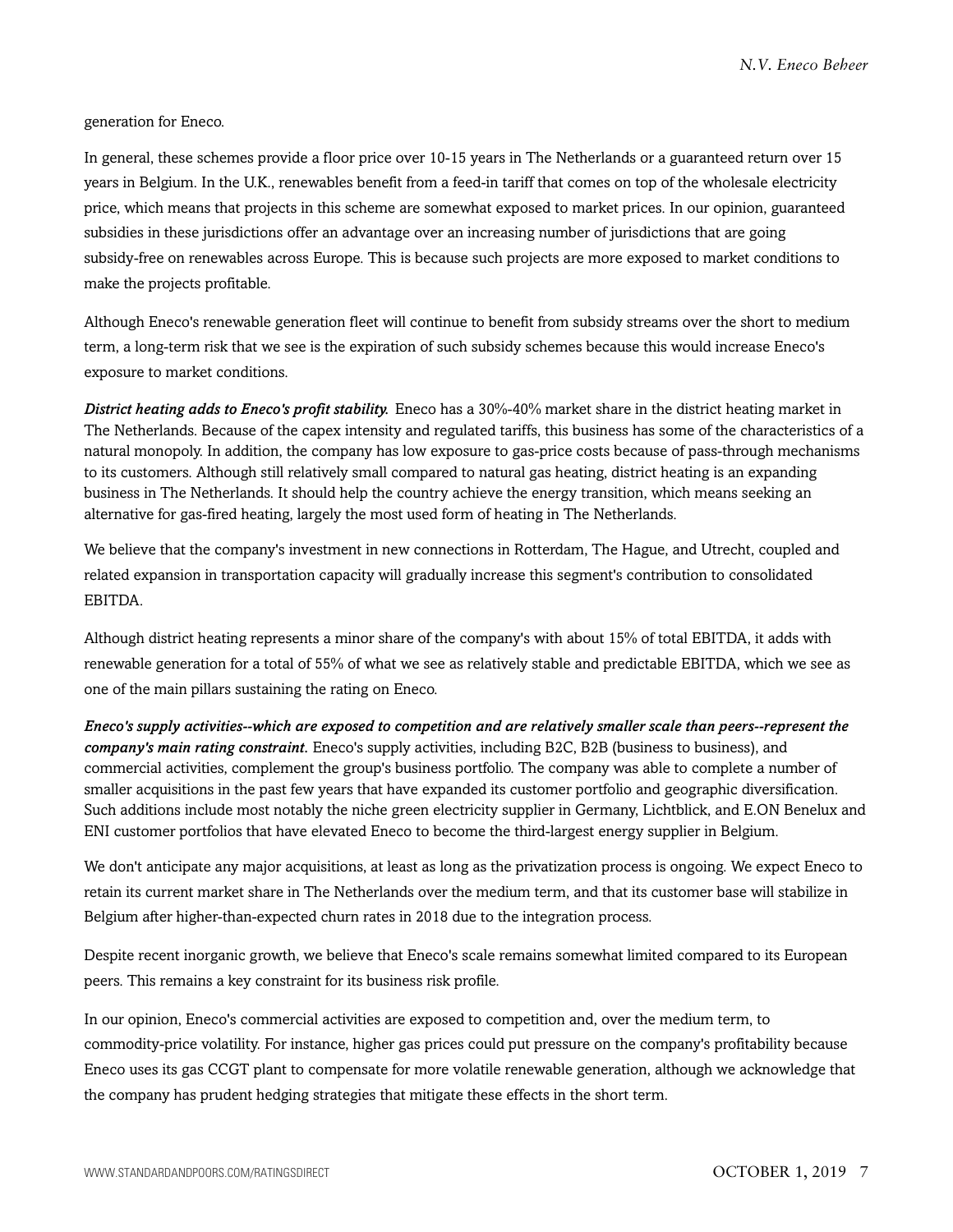generation for Eneco.

In general, these schemes provide a floor price over 10-15 years in The Netherlands or a guaranteed return over 15 years in Belgium. In the U.K., renewables benefit from a feed-in tariff that comes on top of the wholesale electricity price, which means that projects in this scheme are somewhat exposed to market prices. In our opinion, guaranteed subsidies in these jurisdictions offer an advantage over an increasing number of jurisdictions that are going subsidy-free on renewables across Europe. This is because such projects are more exposed to market conditions to make the projects profitable.

Although Eneco's renewable generation fleet will continue to benefit from subsidy streams over the short to medium term, a long-term risk that we see is the expiration of such subsidy schemes because this would increase Eneco's exposure to market conditions.

***District heating adds to Eneco's profit stability.*** Eneco has a 30%-40% market share in the district heating market in The Netherlands. Because of the capex intensity and regulated tariffs, this business has some of the characteristics of a natural monopoly. In addition, the company has low exposure to gas-price costs because of pass-through mechanisms to its customers. Although still relatively small compared to natural gas heating, district heating is an expanding business in The Netherlands. It should help the country achieve the energy transition, which means seeking an alternative for gas-fired heating, largely the most used form of heating in The Netherlands.

We believe that the company's investment in new connections in Rotterdam, The Hague, and Utrecht, coupled and related expansion in transportation capacity will gradually increase this segment's contribution to consolidated EBITDA.

Although district heating represents a minor share of the company's with about 15% of total EBITDA, it adds with renewable generation for a total of 55% of what we see as relatively stable and predictable EBITDA, which we see as one of the main pillars sustaining the rating on Eneco.

***Eneco's supply activities--which are exposed to competition and are relatively smaller scale than peers--represent the company's main rating constraint.*** Eneco's supply activities, including B2C, B2B (business to business), and commercial activities, complement the group's business portfolio. The company was able to complete a number of smaller acquisitions in the past few years that have expanded its customer portfolio and geographic diversification. Such additions include most notably the niche green electricity supplier in Germany, Lichtblick, and E.ON Benelux and ENI customer portfolios that have elevated Eneco to become the third-largest energy supplier in Belgium.

We don't anticipate any major acquisitions, at least as long as the privatization process is ongoing. We expect Eneco to retain its current market share in The Netherlands over the medium term, and that its customer base will stabilize in Belgium after higher-than-expected churn rates in 2018 due to the integration process.

Despite recent inorganic growth, we believe that Eneco's scale remains somewhat limited compared to its European peers. This remains a key constraint for its business risk profile.

In our opinion, Eneco's commercial activities are exposed to competition and, over the medium term, to commodity-price volatility. For instance, higher gas prices could put pressure on the company's profitability because Eneco uses its gas CCGT plant to compensate for more volatile renewable generation, although we acknowledge that the company has prudent hedging strategies that mitigate these effects in the short term.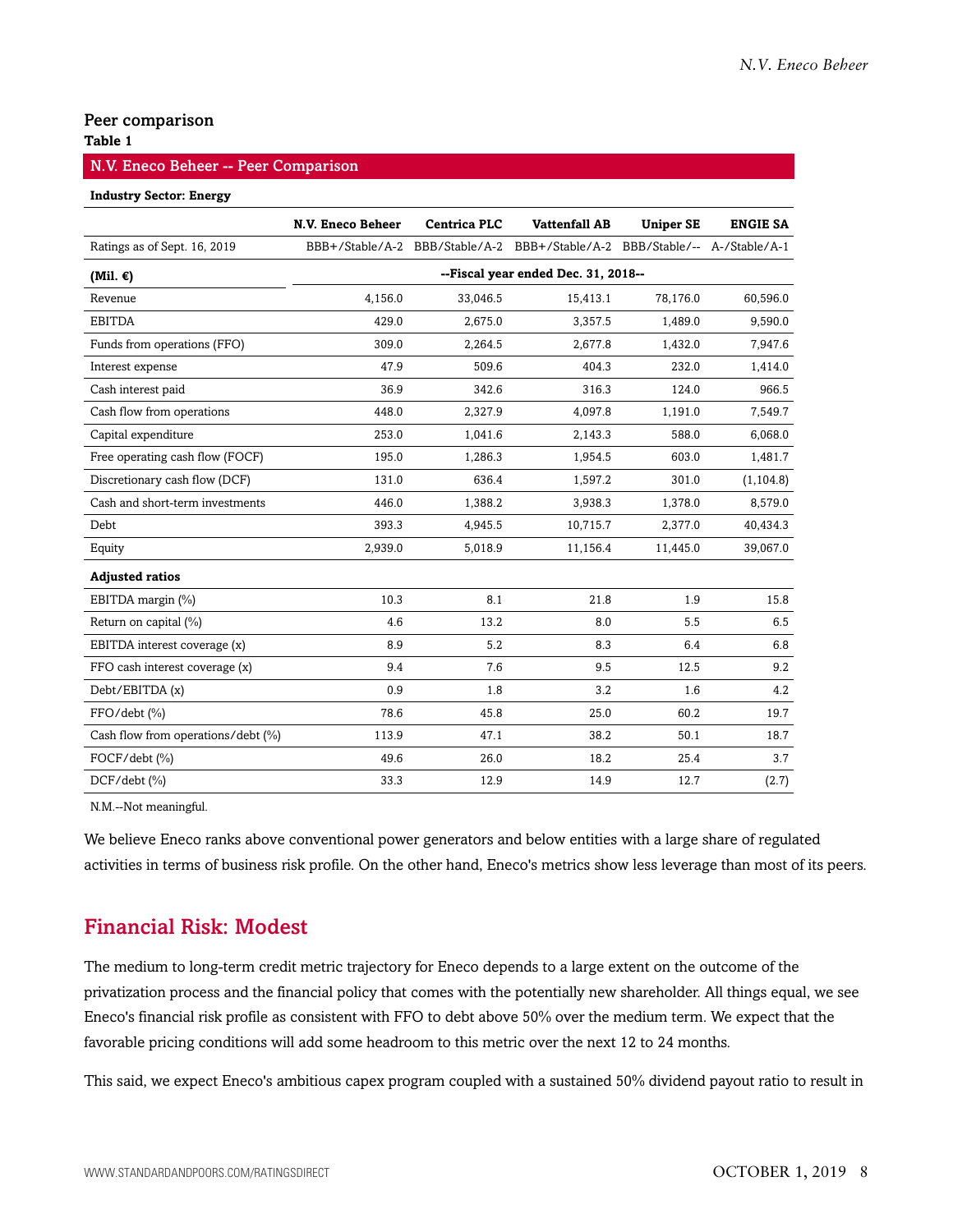## Peer comparison

**Table 1**

**N.V. Eneco Beheer -- Peer Comparison**

**Industry Sector: Energy**

| | N.V. Eneco Beheer | Centrica PLC | Vattenfall AB | Uniper SE | ENGIE SA |
|---|---|---|---|---|---|
| Ratings as of Sept. 16, 2019 | BBB+/Stable/A-2 | BBB/Stable/A-2 | BBB+/Stable/A-2 | BBB/Stable/-- | A-/Stable/A-1 |
| **(Mil. €)** | --Fiscal year ended Dec. 31, 2018-- | | | | |
| Revenue | 4,156.0 | 33,046.5 | 15,413.1 | 78,176.0 | 60,596.0 |
| EBITDA | 429.0 | 2,675.0 | 3,357.5 | 1,489.0 | 9,590.0 |
| Funds from operations (FFO) | 309.0 | 2,264.5 | 2,677.8 | 1,432.0 | 7,947.6 |
| Interest expense | 47.9 | 509.6 | 404.3 | 232.0 | 1,414.0 |
| Cash interest paid | 36.9 | 342.6 | 316.3 | 124.0 | 966.5 |
| Cash flow from operations | 448.0 | 2,327.9 | 4,097.8 | 1,191.0 | 7,549.7 |
| Capital expenditure | 253.0 | 1,041.6 | 2,143.3 | 588.0 | 6,068.0 |
| Free operating cash flow (FOCF) | 195.0 | 1,286.3 | 1,954.5 | 603.0 | 1,481.7 |
| Discretionary cash flow (DCF) | 131.0 | 636.4 | 1,597.2 | 301.0 | (1,104.8) |
| Cash and short-term investments | 446.0 | 1,388.2 | 3,938.3 | 1,378.0 | 8,579.0 |
| Debt | 393.3 | 4,945.5 | 10,715.7 | 2,377.0 | 40,434.3 |
| Equity | 2,939.0 | 5,018.9 | 11,156.4 | 11,445.0 | 39,067.0 |
| **Adjusted ratios** | | | | | |
| EBITDA margin (%) | 10.3 | 8.1 | 21.8 | 1.9 | 15.8 |
| Return on capital (%) | 4.6 | 13.2 | 8.0 | 5.5 | 6.5 |
| EBITDA interest coverage (x) | 8.9 | 5.2 | 8.3 | 6.4 | 6.8 |
| FFO cash interest coverage (x) | 9.4 | 7.6 | 9.5 | 12.5 | 9.2 |
| Debt/EBITDA (x) | 0.9 | 1.8 | 3.2 | 1.6 | 4.2 |
| FFO/debt (%) | 78.6 | 45.8 | 25.0 | 60.2 | 19.7 |
| Cash flow from operations/debt (%) | 113.9 | 47.1 | 38.2 | 50.1 | 18.7 |
| FOCF/debt (%) | 49.6 | 26.0 | 18.2 | 25.4 | 3.7 |
| DCF/debt (%) | 33.3 | 12.9 | 14.9 | 12.7 | (2.7) |

N.M.--Not meaningful.

We believe Eneco ranks above conventional power generators and below entities with a large share of regulated activities in terms of business risk profile. On the other hand, Eneco's metrics show less leverage than most of its peers.

## Financial Risk: Modest

The medium to long-term credit metric trajectory for Eneco depends to a large extent on the outcome of the privatization process and the financial policy that comes with the potentially new shareholder. All things equal, we see Eneco's financial risk profile as consistent with FFO to debt above 50% over the medium term. We expect that the favorable pricing conditions will add some headroom to this metric over the next 12 to 24 months.

This said, we expect Eneco's ambitious capex program coupled with a sustained 50% dividend payout ratio to result in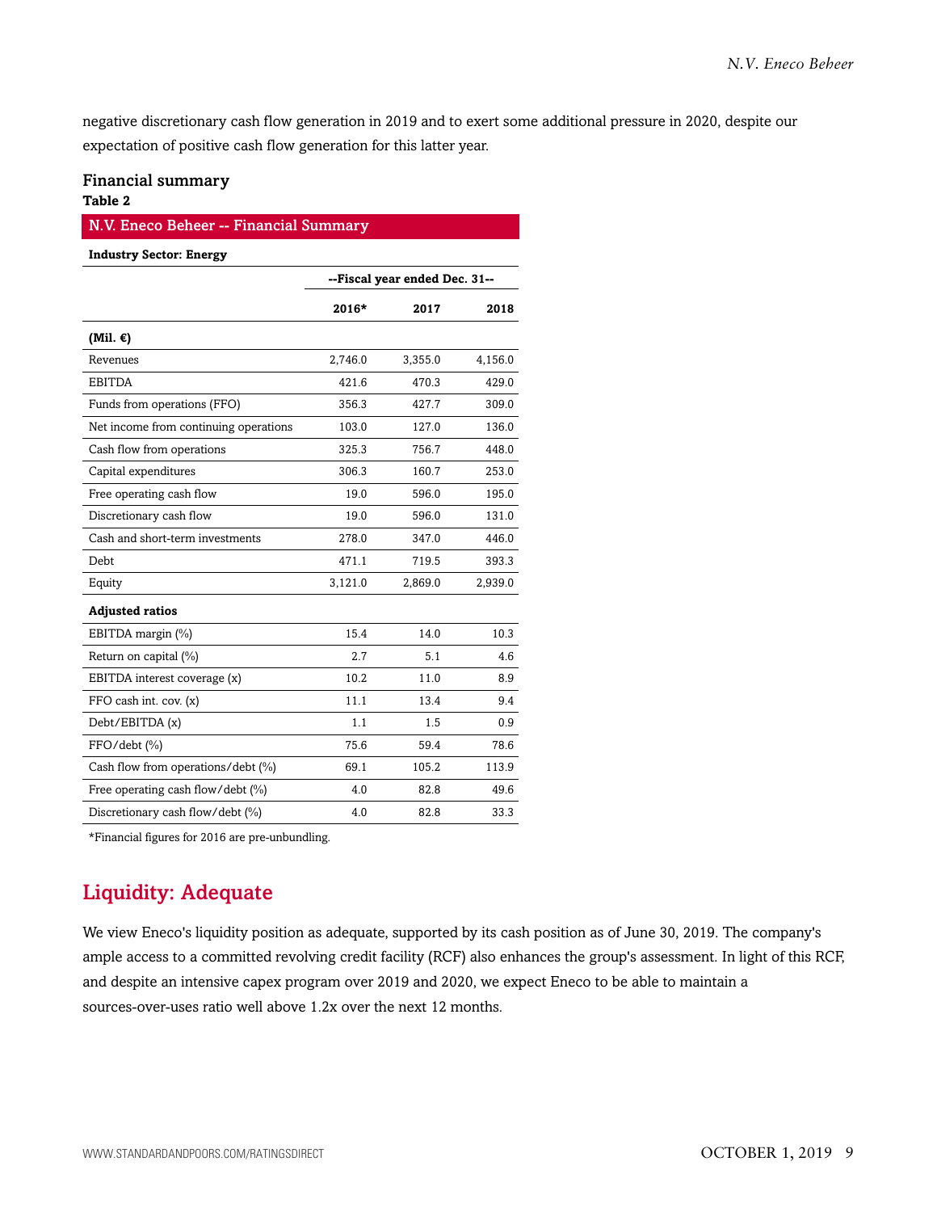negative discretionary cash flow generation in 2019 and to exert some additional pressure in 2020, despite our expectation of positive cash flow generation for this latter year.

### Financial summary

**Table 2**

| N.V. Eneco Beheer -- Financial Summary | | | |
|---|---|---|---|
| **Industry Sector: Energy** | | | |
| | --Fiscal year ended Dec. 31-- | | |
| | **2016*** | **2017** | **2018** |
| **(Mil. €)** | | | |
| Revenues | 2,746.0 | 3,355.0 | 4,156.0 |
| EBITDA | 421.6 | 470.3 | 429.0 |
| Funds from operations (FFO) | 356.3 | 427.7 | 309.0 |
| Net income from continuing operations | 103.0 | 127.0 | 136.0 |
| Cash flow from operations | 325.3 | 756.7 | 448.0 |
| Capital expenditures | 306.3 | 160.7 | 253.0 |
| Free operating cash flow | 19.0 | 596.0 | 195.0 |
| Discretionary cash flow | 19.0 | 596.0 | 131.0 |
| Cash and short-term investments | 278.0 | 347.0 | 446.0 |
| Debt | 471.1 | 719.5 | 393.3 |
| Equity | 3,121.0 | 2,869.0 | 2,939.0 |
| **Adjusted ratios** | | | |
| EBITDA margin (%) | 15.4 | 14.0 | 10.3 |
| Return on capital (%) | 2.7 | 5.1 | 4.6 |
| EBITDA interest coverage (x) | 10.2 | 11.0 | 8.9 |
| FFO cash int. cov. (x) | 11.1 | 13.4 | 9.4 |
| Debt/EBITDA (x) | 1.1 | 1.5 | 0.9 |
| FFO/debt (%) | 75.6 | 59.4 | 78.6 |
| Cash flow from operations/debt (%) | 69.1 | 105.2 | 113.9 |
| Free operating cash flow/debt (%) | 4.0 | 82.8 | 49.6 |
| Discretionary cash flow/debt (%) | 4.0 | 82.8 | 33.3 |

*Financial figures for 2016 are pre-unbundling.

## Liquidity: Adequate

We view Eneco's liquidity position as adequate, supported by its cash position as of June 30, 2019. The company's ample access to a committed revolving credit facility (RCF) also enhances the group's assessment. In light of this RCF, and despite an intensive capex program over 2019 and 2020, we expect Eneco to be able to maintain a sources-over-uses ratio well above 1.2x over the next 12 months.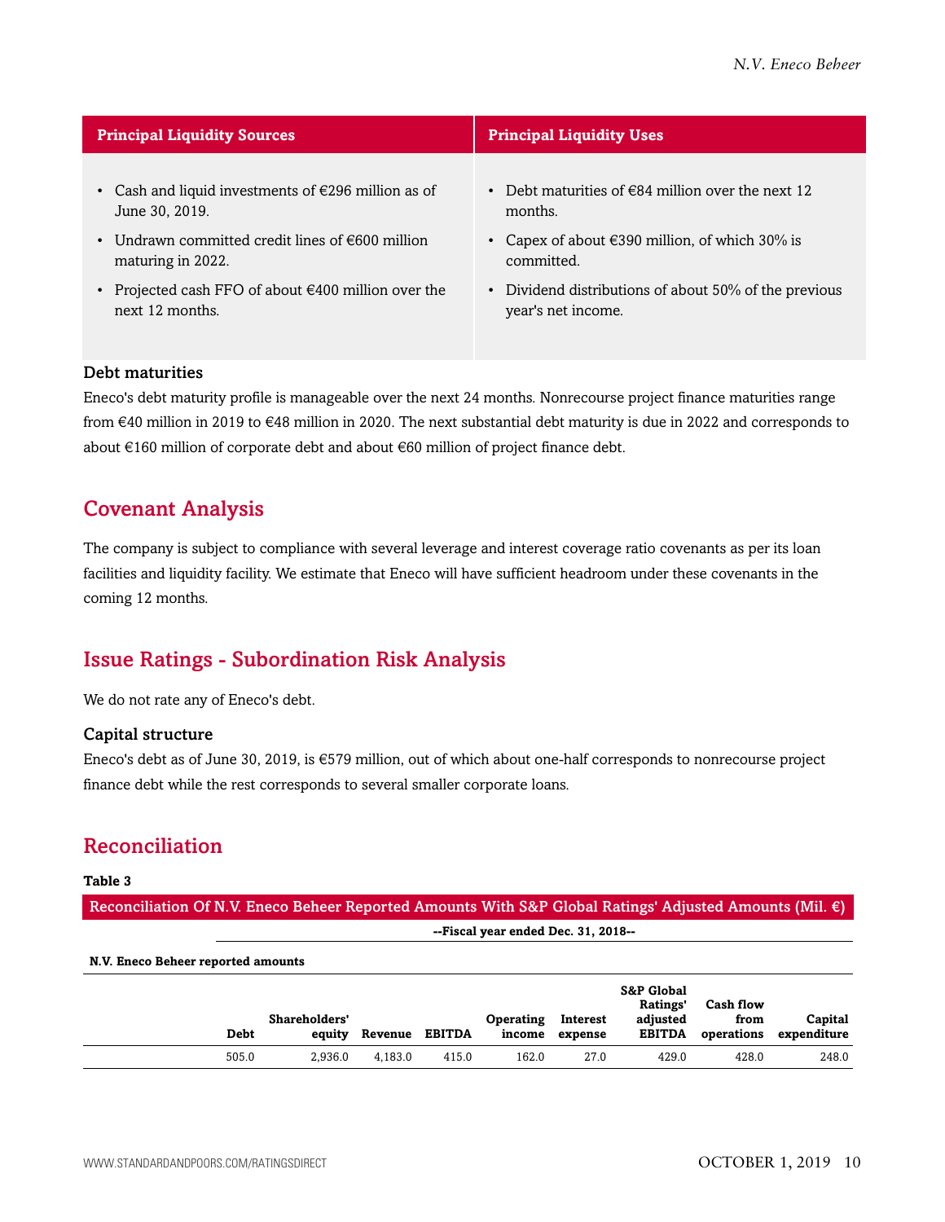| Principal Liquidity Sources | Principal Liquidity Uses |
|---|---|
| • Cash and liquid investments of €296 million as of June 30, 2019.<br>• Undrawn committed credit lines of €600 million maturing in 2022.<br>• Projected cash FFO of about €400 million over the next 12 months. | • Debt maturities of €84 million over the next 12 months.<br>• Capex of about €390 million, of which 30% is committed.<br>• Dividend distributions of about 50% of the previous year's net income. |

### Debt maturities

Eneco's debt maturity profile is manageable over the next 24 months. Nonrecourse project finance maturities range from €40 million in 2019 to €48 million in 2020. The next substantial debt maturity is due in 2022 and corresponds to about €160 million of corporate debt and about €60 million of project finance debt.

## Covenant Analysis

The company is subject to compliance with several leverage and interest coverage ratio covenants as per its loan facilities and liquidity facility. We estimate that Eneco will have sufficient headroom under these covenants in the coming 12 months.

## Issue Ratings - Subordination Risk Analysis

We do not rate any of Eneco's debt.

### Capital structure

Eneco's debt as of June 30, 2019, is €579 million, out of which about one-half corresponds to nonrecourse project finance debt while the rest corresponds to several smaller corporate loans.

## Reconciliation

**Table 3**

**Reconciliation Of N.V. Eneco Beheer Reported Amounts With S&P Global Ratings' Adjusted Amounts (Mil. €)**

--Fiscal year ended Dec. 31, 2018--

**N.V. Eneco Beheer reported amounts**

| | Debt | Shareholders' equity | Revenue | EBITDA | Operating income | Interest expense | S&P Global Ratings' adjusted EBITDA | Cash flow from operations | Capital expenditure |
|---|---|---|---|---|---|---|---|---|---|
| | 505.0 | 2,936.0 | 4,183.0 | 415.0 | 162.0 | 27.0 | 429.0 | 428.0 | 248.0 |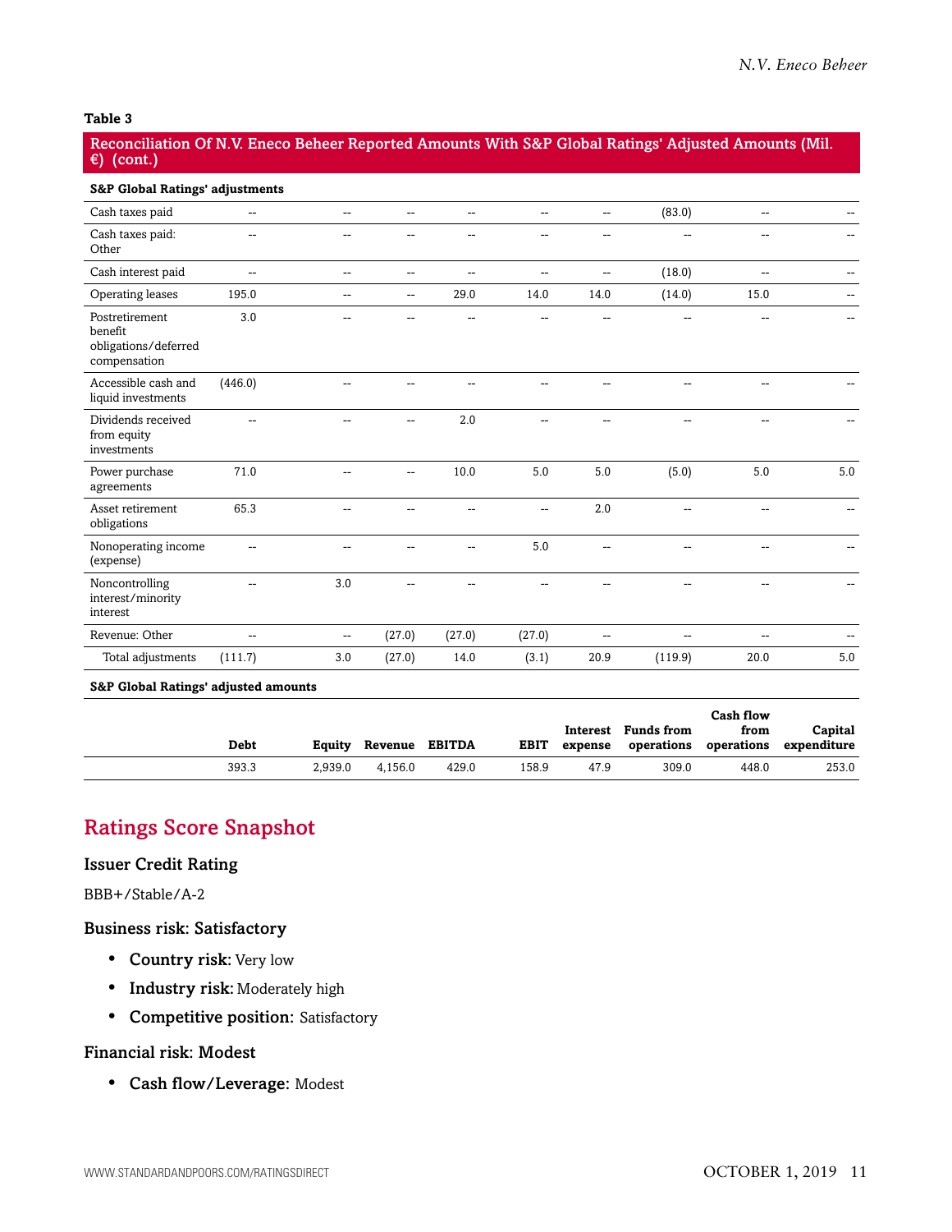**Table 3**

**Reconciliation Of N.V. Eneco Beheer Reported Amounts With S&P Global Ratings' Adjusted Amounts (Mil. €) (cont.)**

| | | | | | | | | | |
|---|---|---|---|---|---|---|---|---|---|
| **S&P Global Ratings' adjustments** | | | | | | | | | |
| Cash taxes paid | -- | -- | -- | -- | -- | -- | (83.0) | -- | -- |
| Cash taxes paid: Other | -- | -- | -- | -- | -- | -- | -- | -- | -- |
| Cash interest paid | -- | -- | -- | -- | -- | -- | (18.0) | -- | -- |
| Operating leases | 195.0 | -- | -- | 29.0 | 14.0 | 14.0 | (14.0) | 15.0 | -- |
| Postretirement benefit obligations/deferred compensation | 3.0 | -- | -- | -- | -- | -- | -- | -- | -- |
| Accessible cash and liquid investments | (446.0) | -- | -- | -- | -- | -- | -- | -- | -- |
| Dividends received from equity investments | -- | -- | -- | 2.0 | -- | -- | -- | -- | -- |
| Power purchase agreements | 71.0 | -- | -- | 10.0 | 5.0 | 5.0 | (5.0) | 5.0 | 5.0 |
| Asset retirement obligations | 65.3 | -- | -- | -- | -- | 2.0 | -- | -- | -- |
| Nonoperating income (expense) | -- | -- | -- | -- | 5.0 | -- | -- | -- | -- |
| Noncontrolling interest/minority interest | -- | 3.0 | -- | -- | -- | -- | -- | -- | -- |
| Revenue: Other | -- | -- | (27.0) | (27.0) | (27.0) | -- | -- | -- | -- |
| Total adjustments | (111.7) | 3.0 | (27.0) | 14.0 | (3.1) | 20.9 | (119.9) | 20.0 | 5.0 |

**S&P Global Ratings' adjusted amounts**

| | Debt | Equity | Revenue | EBITDA | EBIT | Interest expense | Funds from operations | Cash flow from operations | Capital expenditure |
|---|---|---|---|---|---|---|---|---|---|
| | 393.3 | 2,939.0 | 4,156.0 | 429.0 | 158.9 | 47.9 | 309.0 | 448.0 | 253.0 |

## Ratings Score Snapshot

### Issuer Credit Rating

BBB+/Stable/A-2

### Business risk: Satisfactory

- **Country risk:** Very low
- **Industry risk:** Moderately high
- **Competitive position:** Satisfactory

### Financial risk: Modest

- **Cash flow/Leverage:** Modest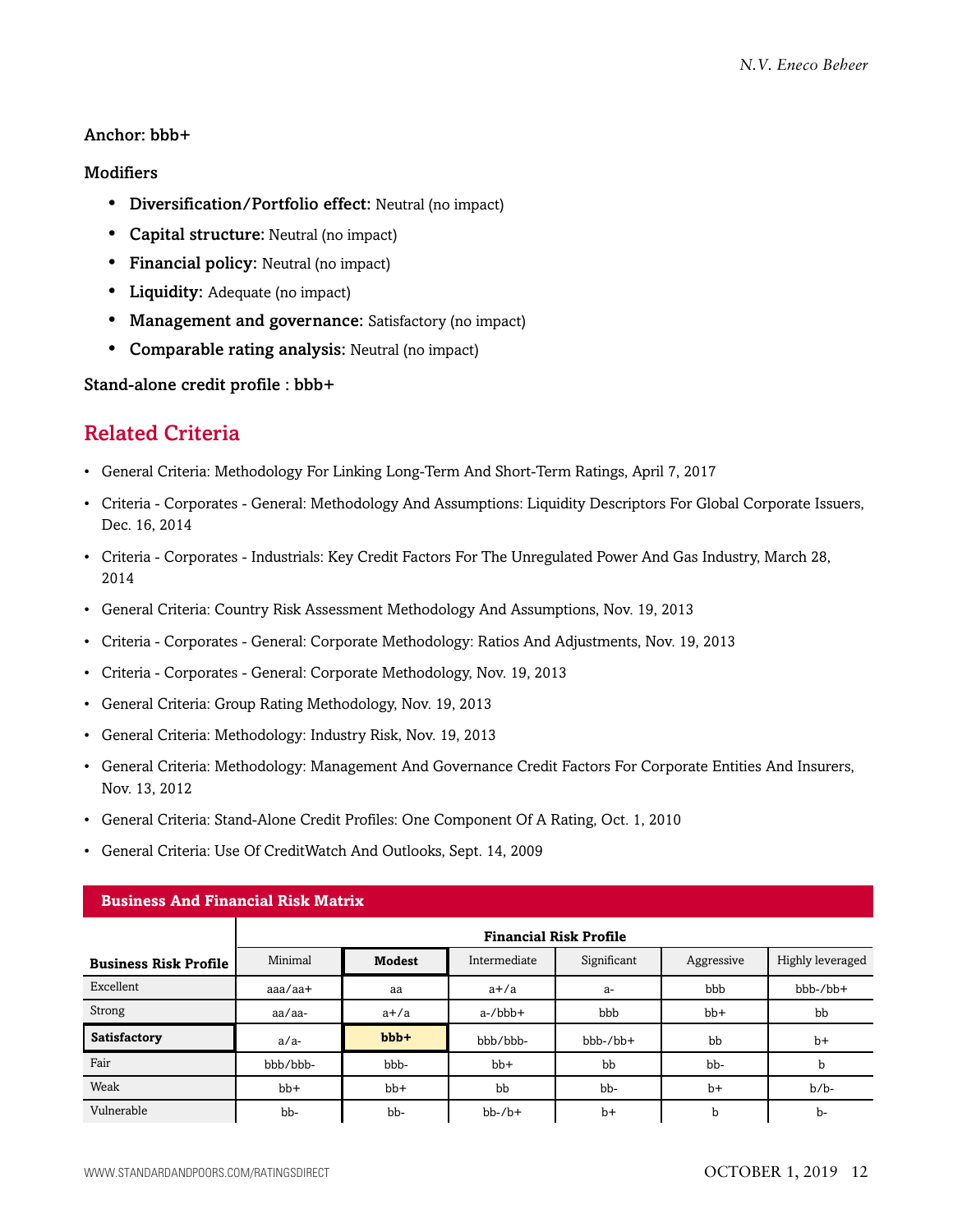**Anchor: bbb+**

**Modifiers**

- **Diversification/Portfolio effect:** Neutral (no impact)
- **Capital structure:** Neutral (no impact)
- **Financial policy:** Neutral (no impact)
- **Liquidity:** Adequate (no impact)
- **Management and governance:** Satisfactory (no impact)
- **Comparable rating analysis:** Neutral (no impact)

**Stand-alone credit profile : bbb+**

## Related Criteria

- General Criteria: Methodology For Linking Long-Term And Short-Term Ratings, April 7, 2017
- Criteria - Corporates - General: Methodology And Assumptions: Liquidity Descriptors For Global Corporate Issuers, Dec. 16, 2014
- Criteria - Corporates - Industrials: Key Credit Factors For The Unregulated Power And Gas Industry, March 28, 2014
- General Criteria: Country Risk Assessment Methodology And Assumptions, Nov. 19, 2013
- Criteria - Corporates - General: Corporate Methodology: Ratios And Adjustments, Nov. 19, 2013
- Criteria - Corporates - General: Corporate Methodology, Nov. 19, 2013
- General Criteria: Group Rating Methodology, Nov. 19, 2013
- General Criteria: Methodology: Industry Risk, Nov. 19, 2013
- General Criteria: Methodology: Management And Governance Credit Factors For Corporate Entities And Insurers, Nov. 13, 2012
- General Criteria: Stand-Alone Credit Profiles: One Component Of A Rating, Oct. 1, 2010
- General Criteria: Use Of CreditWatch And Outlooks, Sept. 14, 2009

**Business And Financial Risk Matrix**

| | Financial Risk Profile | | | | | |
|---|---|---|---|---|---|---|
| **Business Risk Profile** | Minimal | **Modest** | Intermediate | Significant | Aggressive | Highly leveraged |
| Excellent | aaa/aa+ | aa | a+/a | a- | bbb | bbb-/bb+ |
| Strong | aa/aa- | a+/a | a-/bbb+ | bbb | bb+ | bb |
| **Satisfactory** | a/a- | **bbb+** | bbb/bbb- | bbb-/bb+ | bb | b+ |
| Fair | bbb/bbb- | bbb- | bb+ | bb | bb- | b |
| Weak | bb+ | bb+ | bb | bb- | b+ | b/b- |
| Vulnerable | bb- | bb- | bb-/b+ | b+ | b | b- |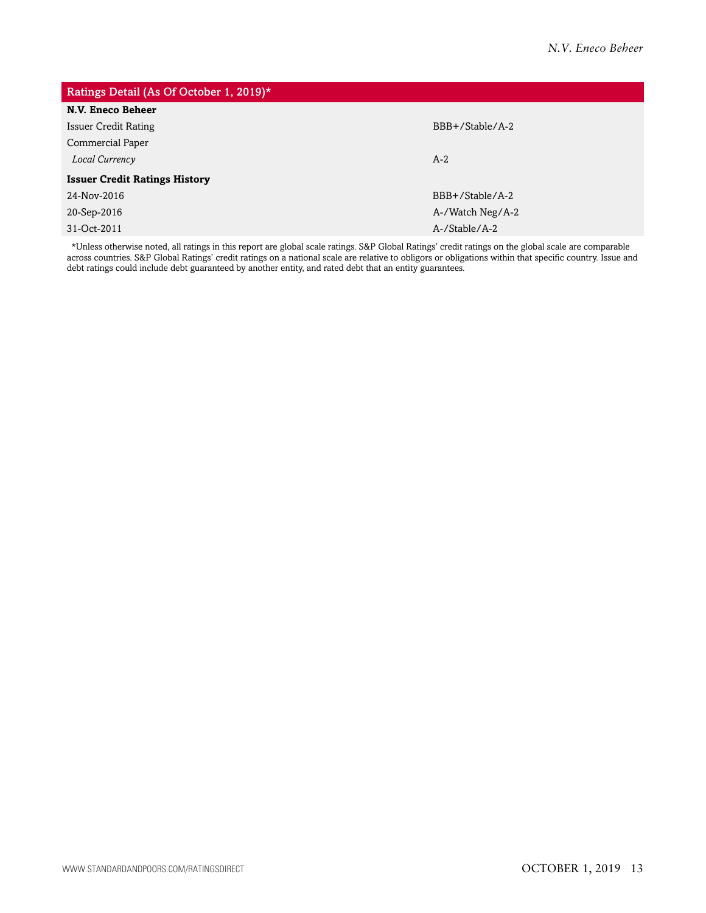| Ratings Detail (As Of October 1, 2019)* | |
|---|---|
| **N.V. Eneco Beheer** | |
| Issuer Credit Rating | BBB+/Stable/A-2 |
| Commercial Paper | |
| *Local Currency* | A-2 |
| **Issuer Credit Ratings History** | |
| 24-Nov-2016 | BBB+/Stable/A-2 |
| 20-Sep-2016 | A-/Watch Neg/A-2 |
| 31-Oct-2011 | A-/Stable/A-2 |

*Unless otherwise noted, all ratings in this report are global scale ratings. S&P Global Ratings' credit ratings on the global scale are comparable across countries. S&P Global Ratings' credit ratings on a national scale are relative to obligors or obligations within that specific country. Issue and debt ratings could include debt guaranteed by another entity, and rated debt that an entity guarantees.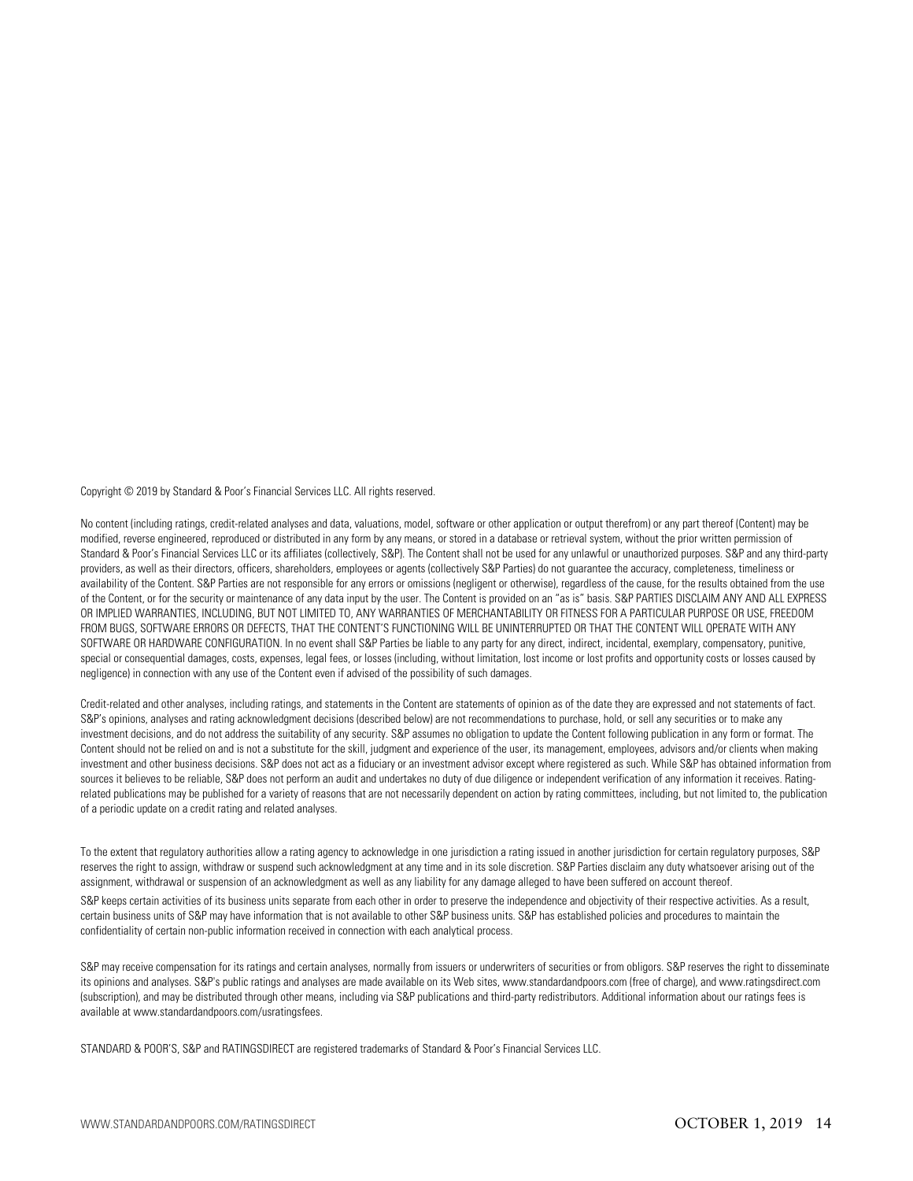Copyright © 2019 by Standard & Poor's Financial Services LLC. All rights reserved.

No content (including ratings, credit-related analyses and data, valuations, model, software or other application or output therefrom) or any part thereof (Content) may be modified, reverse engineered, reproduced or distributed in any form by any means, or stored in a database or retrieval system, without the prior written permission of Standard & Poor's Financial Services LLC or its affiliates (collectively, S&P). The Content shall not be used for any unlawful or unauthorized purposes. S&P and any third-party providers, as well as their directors, officers, shareholders, employees or agents (collectively S&P Parties) do not guarantee the accuracy, completeness, timeliness or availability of the Content. S&P Parties are not responsible for any errors or omissions (negligent or otherwise), regardless of the cause, for the results obtained from the use of the Content, or for the security or maintenance of any data input by the user. The Content is provided on an "as is" basis. S&P PARTIES DISCLAIM ANY AND ALL EXPRESS OR IMPLIED WARRANTIES, INCLUDING, BUT NOT LIMITED TO, ANY WARRANTIES OF MERCHANTABILITY OR FITNESS FOR A PARTICULAR PURPOSE OR USE, FREEDOM FROM BUGS, SOFTWARE ERRORS OR DEFECTS, THAT THE CONTENT'S FUNCTIONING WILL BE UNINTERRUPTED OR THAT THE CONTENT WILL OPERATE WITH ANY SOFTWARE OR HARDWARE CONFIGURATION. In no event shall S&P Parties be liable to any party for any direct, indirect, incidental, exemplary, compensatory, punitive, special or consequential damages, costs, expenses, legal fees, or losses (including, without limitation, lost income or lost profits and opportunity costs or losses caused by negligence) in connection with any use of the Content even if advised of the possibility of such damages.

Credit-related and other analyses, including ratings, and statements in the Content are statements of opinion as of the date they are expressed and not statements of fact. S&P's opinions, analyses and rating acknowledgment decisions (described below) are not recommendations to purchase, hold, or sell any securities or to make any investment decisions, and do not address the suitability of any security. S&P assumes no obligation to update the Content following publication in any form or format. The Content should not be relied on and is not a substitute for the skill, judgment and experience of the user, its management, employees, advisors and/or clients when making investment and other business decisions. S&P does not act as a fiduciary or an investment advisor except where registered as such. While S&P has obtained information from sources it believes to be reliable, S&P does not perform an audit and undertakes no duty of due diligence or independent verification of any information it receives. Rating-related publications may be published for a variety of reasons that are not necessarily dependent on action by rating committees, including, but not limited to, the publication of a periodic update on a credit rating and related analyses.

To the extent that regulatory authorities allow a rating agency to acknowledge in one jurisdiction a rating issued in another jurisdiction for certain regulatory purposes, S&P reserves the right to assign, withdraw or suspend such acknowledgment at any time and in its sole discretion. S&P Parties disclaim any duty whatsoever arising out of the assignment, withdrawal or suspension of an acknowledgment as well as any liability for any damage alleged to have been suffered on account thereof.

S&P keeps certain activities of its business units separate from each other in order to preserve the independence and objectivity of their respective activities. As a result, certain business units of S&P may have information that is not available to other S&P business units. S&P has established policies and procedures to maintain the confidentiality of certain non-public information received in connection with each analytical process.

S&P may receive compensation for its ratings and certain analyses, normally from issuers or underwriters of securities or from obligors. S&P reserves the right to disseminate its opinions and analyses. S&P's public ratings and analyses are made available on its Web sites, www.standardandpoors.com (free of charge), and www.ratingsdirect.com (subscription), and may be distributed through other means, including via S&P publications and third-party redistributors. Additional information about our ratings fees is available at www.standardandpoors.com/usratingsfees.

STANDARD & POOR'S, S&P and RATINGSDIRECT are registered trademarks of Standard & Poor's Financial Services LLC.